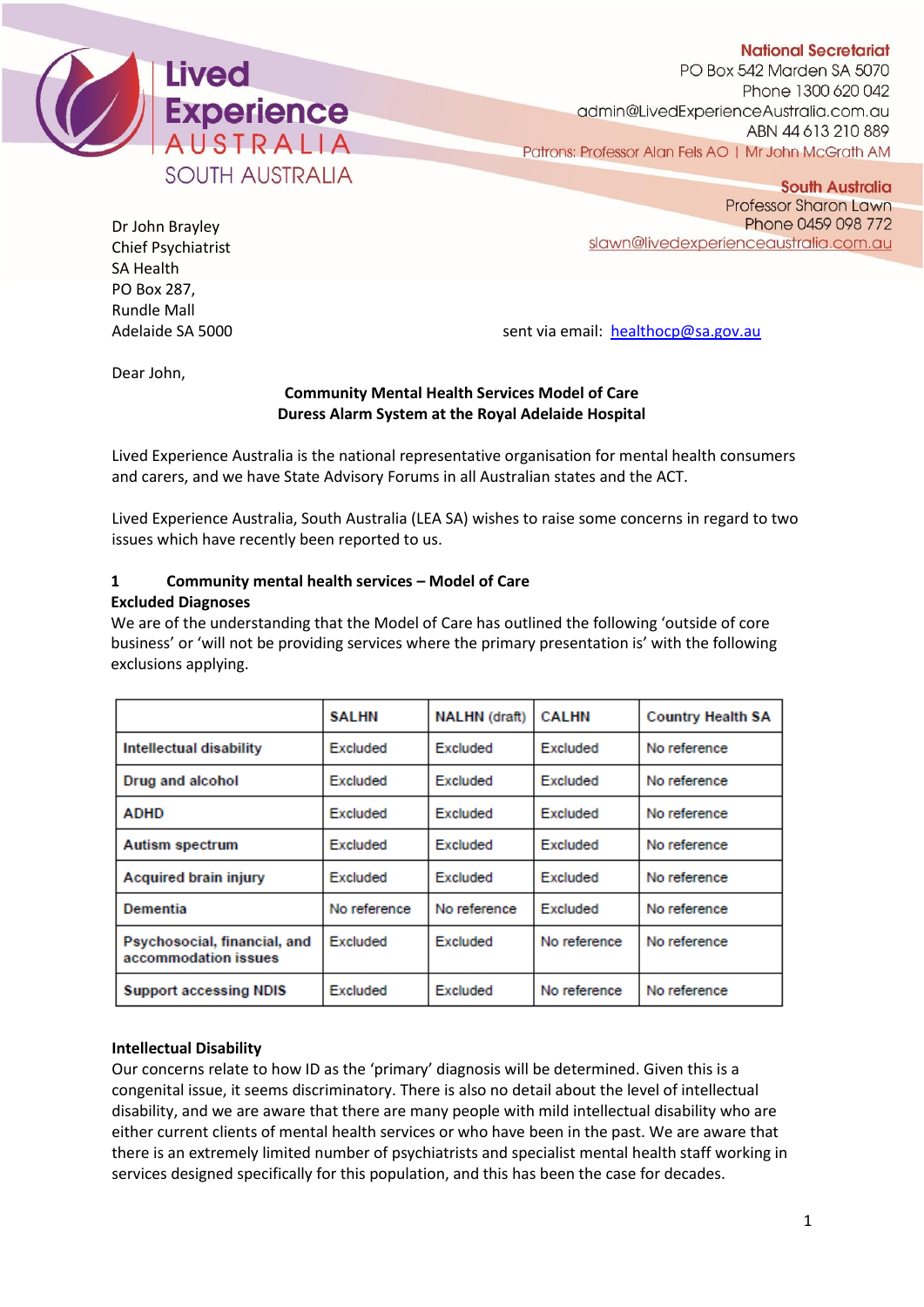Lived Experience AUSTRALIA SOUTH AUSTRALIA

**National Secretariat**
PO Box 542 Marden SA 5070
Phone 1300 620 042
admin@LivedExperienceAustralia.com.au
ABN 44 613 210 889
Patrons: Professor Alan Fels AO | Mr John McGrath AM

**South Australia**
Professor Sharon Lawn
Phone 0459 098 772
slawn@livedexperienceaustralia.com.au

Dr John Brayley
Chief Psychiatrist
SA Health
PO Box 287,
Rundle Mall
Adelaide SA 5000

sent via email: healthocp@sa.gov.au

Dear John,

**Community Mental Health Services Model of Care**
**Duress Alarm System at the Royal Adelaide Hospital**

Lived Experience Australia is the national representative organisation for mental health consumers and carers, and we have State Advisory Forums in all Australian states and the ACT.

Lived Experience Australia, South Australia (LEA SA) wishes to raise some concerns in regard to two issues which have recently been reported to us.

## 1 Community mental health services – Model of Care

**Excluded Diagnoses**

We are of the understanding that the Model of Care has outlined the following 'outside of core business' or 'will not be providing services where the primary presentation is' with the following exclusions applying.

| | SALHN | NALHN (draft) | CALHN | Country Health SA |
|---|---|---|---|---|
| Intellectual disability | Excluded | Excluded | Excluded | No reference |
| Drug and alcohol | Excluded | Excluded | Excluded | No reference |
| ADHD | Excluded | Excluded | Excluded | No reference |
| Autism spectrum | Excluded | Excluded | Excluded | No reference |
| Acquired brain injury | Excluded | Excluded | Excluded | No reference |
| Dementia | No reference | No reference | Excluded | No reference |
| Psychosocial, financial, and accommodation issues | Excluded | Excluded | No reference | No reference |
| Support accessing NDIS | Excluded | Excluded | No reference | No reference |

**Intellectual Disability**

Our concerns relate to how ID as the 'primary' diagnosis will be determined. Given this is a congenital issue, it seems discriminatory. There is also no detail about the level of intellectual disability, and we are aware that there are many people with mild intellectual disability who are either current clients of mental health services or who have been in the past. We are aware that there is an extremely limited number of psychiatrists and specialist mental health staff working in services designed specifically for this population, and this has been the case for decades.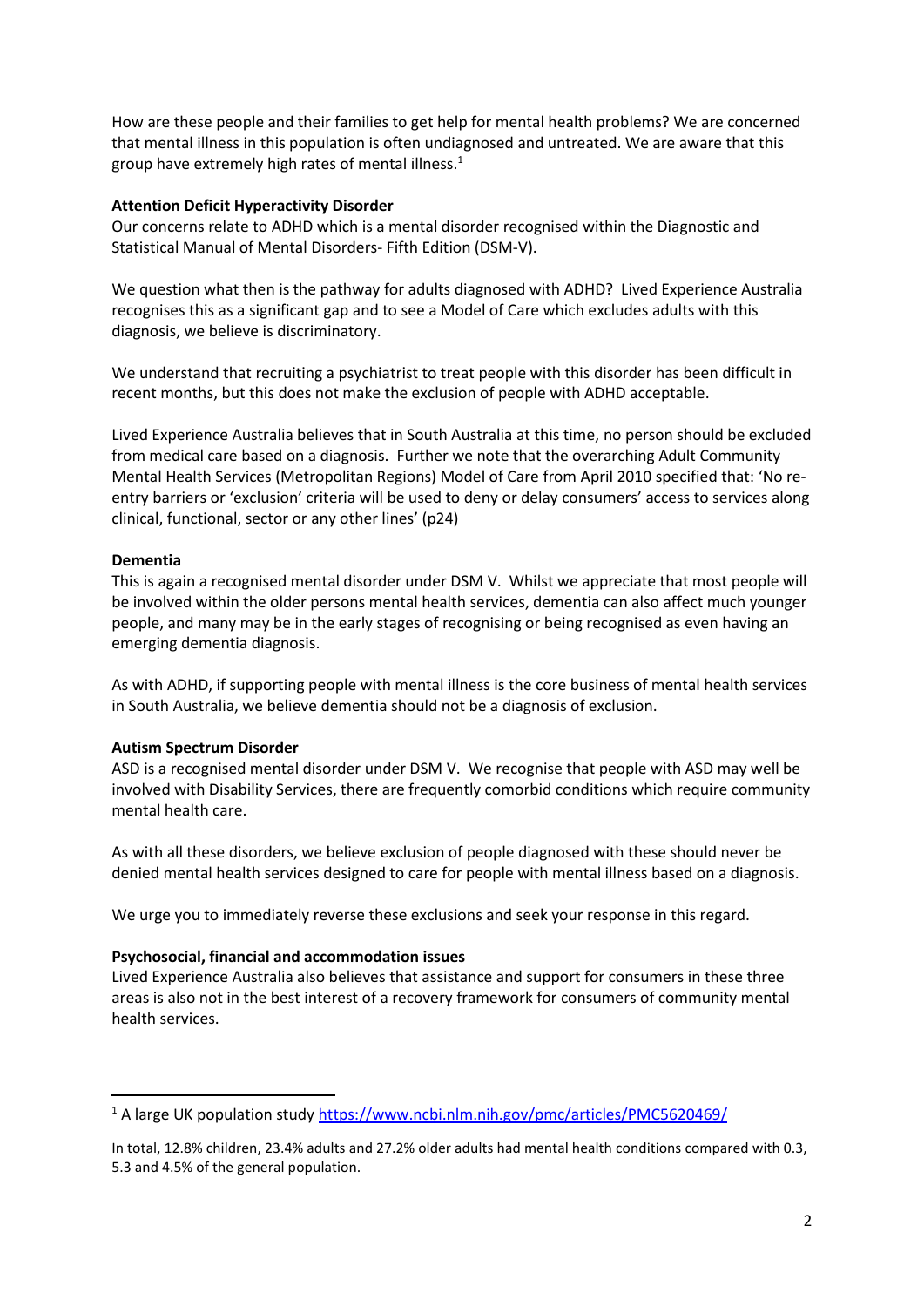How are these people and their families to get help for mental health problems? We are concerned that mental illness in this population is often undiagnosed and untreated. We are aware that this group have extremely high rates of mental illness.[1]

**Attention Deficit Hyperactivity Disorder**

Our concerns relate to ADHD which is a mental disorder recognised within the Diagnostic and Statistical Manual of Mental Disorders- Fifth Edition (DSM-V).

We question what then is the pathway for adults diagnosed with ADHD? Lived Experience Australia recognises this as a significant gap and to see a Model of Care which excludes adults with this diagnosis, we believe is discriminatory.

We understand that recruiting a psychiatrist to treat people with this disorder has been difficult in recent months, but this does not make the exclusion of people with ADHD acceptable.

Lived Experience Australia believes that in South Australia at this time, no person should be excluded from medical care based on a diagnosis. Further we note that the overarching Adult Community Mental Health Services (Metropolitan Regions) Model of Care from April 2010 specified that: 'No re-entry barriers or 'exclusion' criteria will be used to deny or delay consumers' access to services along clinical, functional, sector or any other lines' (p24)

**Dementia**

This is again a recognised mental disorder under DSM V. Whilst we appreciate that most people will be involved within the older persons mental health services, dementia can also affect much younger people, and many may be in the early stages of recognising or being recognised as even having an emerging dementia diagnosis.

As with ADHD, if supporting people with mental illness is the core business of mental health services in South Australia, we believe dementia should not be a diagnosis of exclusion.

**Autism Spectrum Disorder**

ASD is a recognised mental disorder under DSM V. We recognise that people with ASD may well be involved with Disability Services, there are frequently comorbid conditions which require community mental health care.

As with all these disorders, we believe exclusion of people diagnosed with these should never be denied mental health services designed to care for people with mental illness based on a diagnosis.

We urge you to immediately reverse these exclusions and seek your response in this regard.

**Psychosocial, financial and accommodation issues**

Lived Experience Australia also believes that assistance and support for consumers in these three areas is also not in the best interest of a recovery framework for consumers of community mental health services.

---

[1] A large UK population study https://www.ncbi.nlm.nih.gov/pmc/articles/PMC5620469/

In total, 12.8% children, 23.4% adults and 27.2% older adults had mental health conditions compared with 0.3, 5.3 and 4.5% of the general population.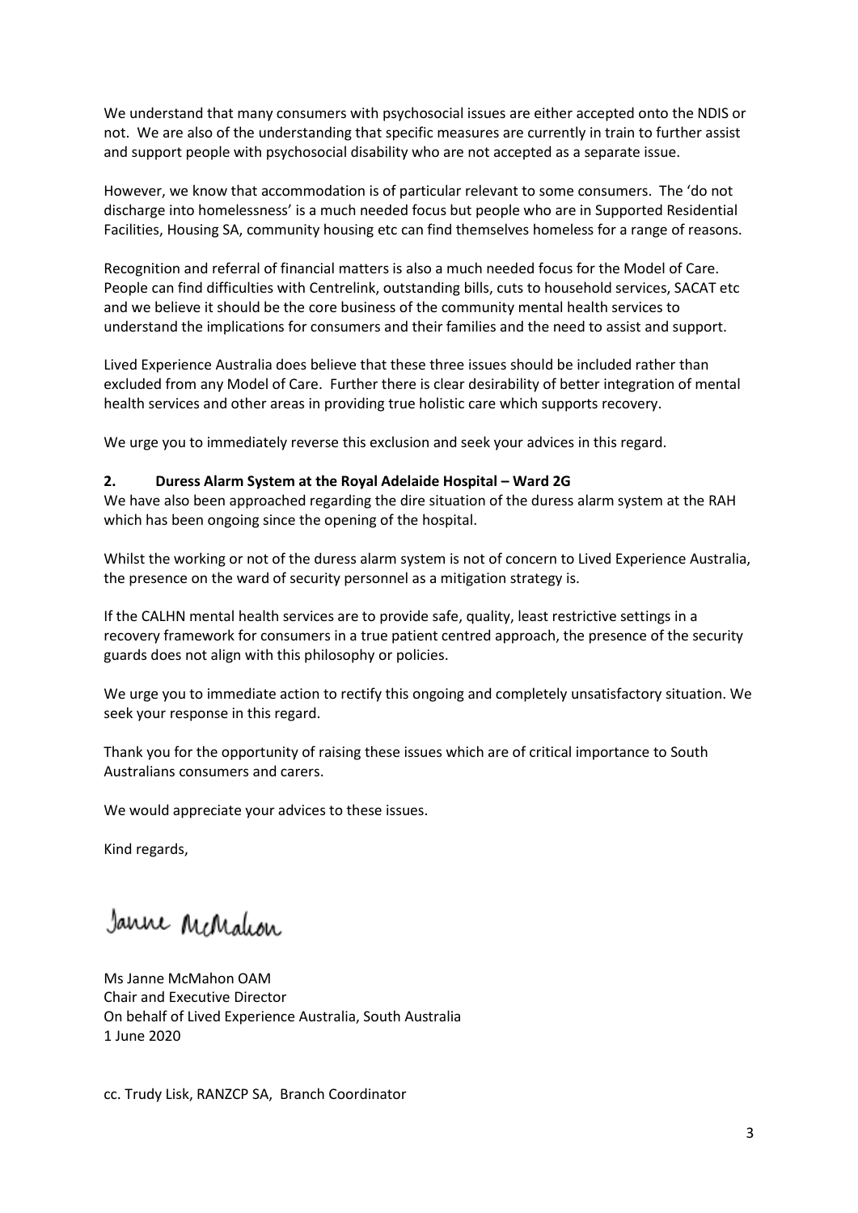We understand that many consumers with psychosocial issues are either accepted onto the NDIS or not. We are also of the understanding that specific measures are currently in train to further assist and support people with psychosocial disability who are not accepted as a separate issue.

However, we know that accommodation is of particular relevant to some consumers. The 'do not discharge into homelessness' is a much needed focus but people who are in Supported Residential Facilities, Housing SA, community housing etc can find themselves homeless for a range of reasons.

Recognition and referral of financial matters is also a much needed focus for the Model of Care. People can find difficulties with Centrelink, outstanding bills, cuts to household services, SACAT etc and we believe it should be the core business of the community mental health services to understand the implications for consumers and their families and the need to assist and support.

Lived Experience Australia does believe that these three issues should be included rather than excluded from any Model of Care. Further there is clear desirability of better integration of mental health services and other areas in providing true holistic care which supports recovery.

We urge you to immediately reverse this exclusion and seek your advices in this regard.

**2. Duress Alarm System at the Royal Adelaide Hospital – Ward 2G**

We have also been approached regarding the dire situation of the duress alarm system at the RAH which has been ongoing since the opening of the hospital.

Whilst the working or not of the duress alarm system is not of concern to Lived Experience Australia, the presence on the ward of security personnel as a mitigation strategy is.

If the CALHN mental health services are to provide safe, quality, least restrictive settings in a recovery framework for consumers in a true patient centred approach, the presence of the security guards does not align with this philosophy or policies.

We urge you to immediate action to rectify this ongoing and completely unsatisfactory situation. We seek your response in this regard.

Thank you for the opportunity of raising these issues which are of critical importance to South Australians consumers and carers.

We would appreciate your advices to these issues.

Kind regards,

Janne McMahon

Ms Janne McMahon OAM
Chair and Executive Director
On behalf of Lived Experience Australia, South Australia
1 June 2020

cc. Trudy Lisk, RANZCP SA, Branch Coordinator